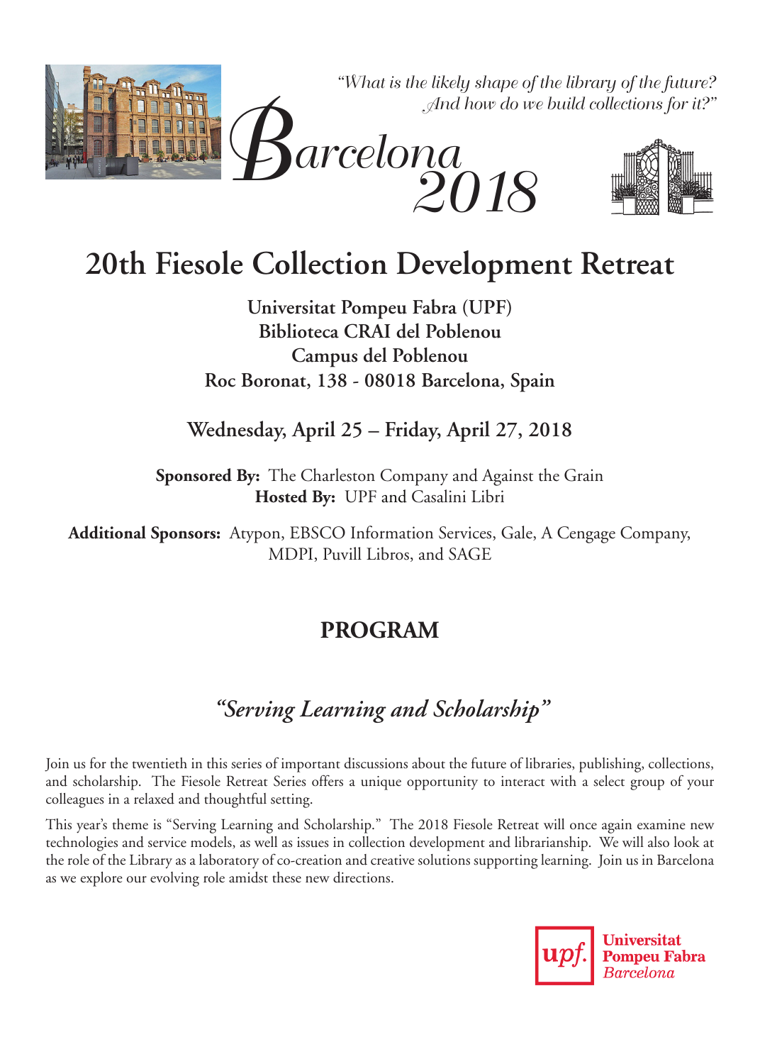*"What is the likely shape of the library of the future?*
*And how do we build collections for it?"*

*Barcelona 2018*

# 20th Fiesole Collection Development Retreat

**Universitat Pompeu Fabra (UPF)**
**Biblioteca CRAI del Poblenou**
**Campus del Poblenou**
**Roc Boronat, 138 - 08018 Barcelona, Spain**

**Wednesday, April 25 – Friday, April 27, 2018**

**Sponsored By:** The Charleston Company and Against the Grain
**Hosted By:** UPF and Casalini Libri

**Additional Sponsors:** Atypon, EBSCO Information Services, Gale, A Cengage Company, MDPI, Puvill Libros, and SAGE

## PROGRAM

## *"Serving Learning and Scholarship"*

Join us for the twentieth in this series of important discussions about the future of libraries, publishing, collections, and scholarship. The Fiesole Retreat Series offers a unique opportunity to interact with a select group of your colleagues in a relaxed and thoughtful setting.

This year's theme is "Serving Learning and Scholarship." The 2018 Fiesole Retreat will once again examine new technologies and service models, as well as issues in collection development and librarianship. We will also look at the role of the Library as a laboratory of co-creation and creative solutions supporting learning. Join us in Barcelona as we explore our evolving role amidst these new directions.

upf. Universitat Pompeu Fabra *Barcelona*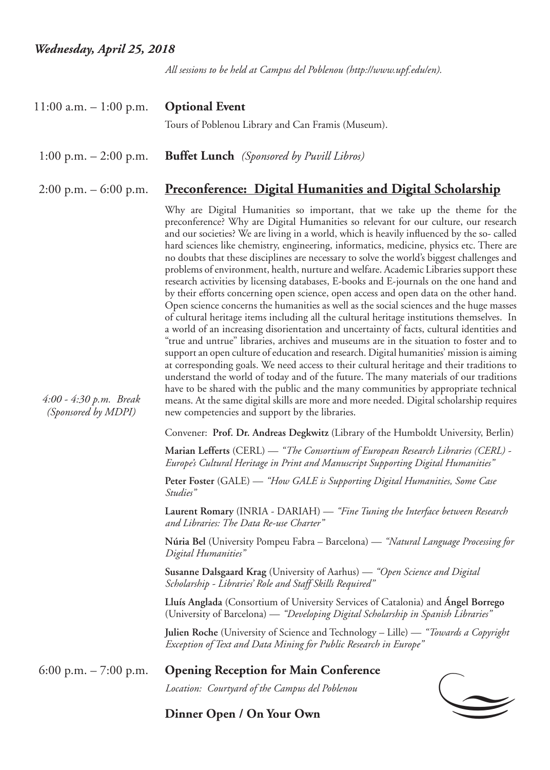## *Wednesday, April 25, 2018*

*All sessions to be held at Campus del Poblenou (http://www.upf.edu/en).*

11:00 a.m. – 1:00 p.m. **Optional Event**

Tours of Poblenou Library and Can Framis (Museum).

1:00 p.m. – 2:00 p.m. **Buffet Lunch** *(Sponsored by Puvill Libros)*

2:00 p.m. – 6:00 p.m. **Preconference: Digital Humanities and Digital Scholarship**

Why are Digital Humanities so important, that we take up the theme for the preconference? Why are Digital Humanities so relevant for our culture, our research and our societies? We are living in a world, which is heavily influenced by the so- called hard sciences like chemistry, engineering, informatics, medicine, physics etc. There are no doubts that these disciplines are necessary to solve the world's biggest challenges and problems of environment, health, nurture and welfare. Academic Libraries support these research activities by licensing databases, E-books and E-journals on the one hand and by their efforts concerning open science, open access and open data on the other hand. Open science concerns the humanities as well as the social sciences and the huge masses of cultural heritage items including all the cultural heritage institutions themselves. In a world of an increasing disorientation and uncertainty of facts, cultural identities and "true and untrue" libraries, archives and museums are in the situation to foster and to support an open culture of education and research. Digital humanities' mission is aiming at corresponding goals. We need access to their cultural heritage and their traditions to understand the world of today and of the future. The many materials of our traditions have to be shared with the public and the many communities by appropriate technical means. At the same digital skills are more and more needed. Digital scholarship requires new competencies and support by the libraries.

*4:00 - 4:30 p.m. Break (Sponsored by MDPI)*

Convener: **Prof. Dr. Andreas Degkwitz** (Library of the Humboldt University, Berlin)

**Marian Lefferts** (CERL) — *"The Consortium of European Research Libraries (CERL) - Europe's Cultural Heritage in Print and Manuscript Supporting Digital Humanities"*

**Peter Foster** (GALE) — *"How GALE is Supporting Digital Humanities, Some Case Studies"*

**Laurent Romary** (INRIA - DARIAH) — *"Fine Tuning the Interface between Research and Libraries: The Data Re-use Charter"*

**Núria Bel** (University Pompeu Fabra – Barcelona) — *"Natural Language Processing for Digital Humanities"*

**Susanne Dalsgaard Krag** (University of Aarhus) — *"Open Science and Digital Scholarship - Libraries' Role and Staff Skills Required"*

**Lluís Anglada** (Consortium of University Services of Catalonia) and **Ángel Borrego** (University of Barcelona) — *"Developing Digital Scholarship in Spanish Libraries"*

**Julien Roche** (University of Science and Technology – Lille) — *"Towards a Copyright Exception of Text and Data Mining for Public Research in Europe"*

6:00 p.m. – 7:00 p.m. **Opening Reception for Main Conference**

*Location: Courtyard of the Campus del Poblenou*

**Dinner Open / On Your Own**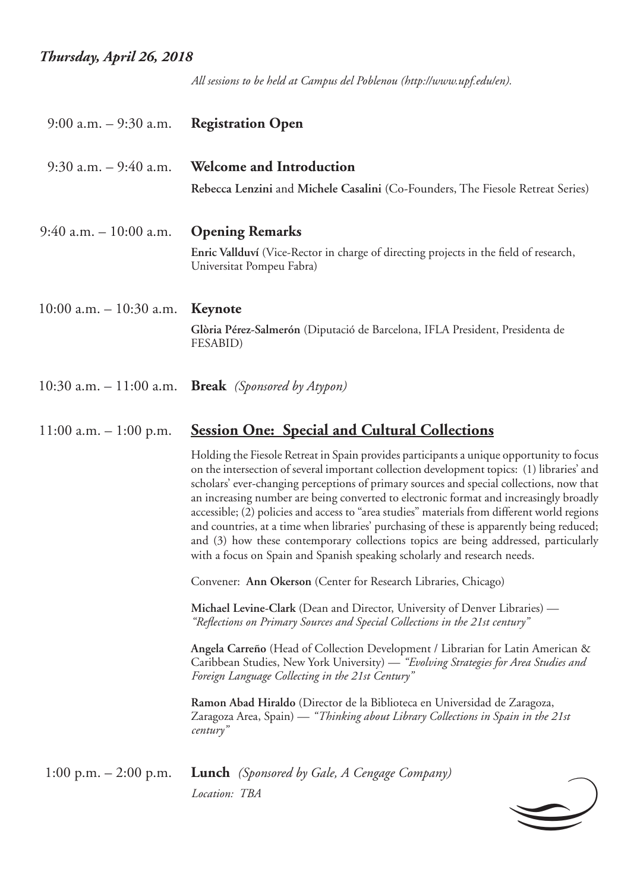## *Thursday, April 26, 2018*

*All sessions to be held at Campus del Poblenou (http://www.upf.edu/en).*

9:00 a.m. – 9:30 a.m. **Registration Open**

9:30 a.m. – 9:40 a.m. **Welcome and Introduction**

**Rebecca Lenzini** and **Michele Casalini** (Co-Founders, The Fiesole Retreat Series)

9:40 a.m. – 10:00 a.m. **Opening Remarks**

**Enric Vallduví** (Vice-Rector in charge of directing projects in the field of research, Universitat Pompeu Fabra)

10:00 a.m. – 10:30 a.m. **Keynote**

**Glòria Pérez-Salmerón** (Diputació de Barcelona, IFLA President, Presidenta de FESABID)

10:30 a.m. – 11:00 a.m. **Break** *(Sponsored by Atypon)*

11:00 a.m. – 1:00 p.m. **Session One: Special and Cultural Collections**

Holding the Fiesole Retreat in Spain provides participants a unique opportunity to focus on the intersection of several important collection development topics: (1) libraries' and scholars' ever-changing perceptions of primary sources and special collections, now that an increasing number are being converted to electronic format and increasingly broadly accessible; (2) policies and access to "area studies" materials from different world regions and countries, at a time when libraries' purchasing of these is apparently being reduced; and (3) how these contemporary collections topics are being addressed, particularly with a focus on Spain and Spanish speaking scholarly and research needs.

Convener: **Ann Okerson** (Center for Research Libraries, Chicago)

**Michael Levine-Clark** (Dean and Director, University of Denver Libraries) — *"Reflections on Primary Sources and Special Collections in the 21st century"*

**Angela Carreño** (Head of Collection Development / Librarian for Latin American & Caribbean Studies, New York University) — *"Evolving Strategies for Area Studies and Foreign Language Collecting in the 21st Century"*

**Ramon Abad Hiraldo** (Director de la Biblioteca en Universidad de Zaragoza, Zaragoza Area, Spain) — *"Thinking about Library Collections in Spain in the 21st century"*

1:00 p.m. – 2:00 p.m. **Lunch** *(Sponsored by Gale, A Cengage Company)*

*Location: TBA*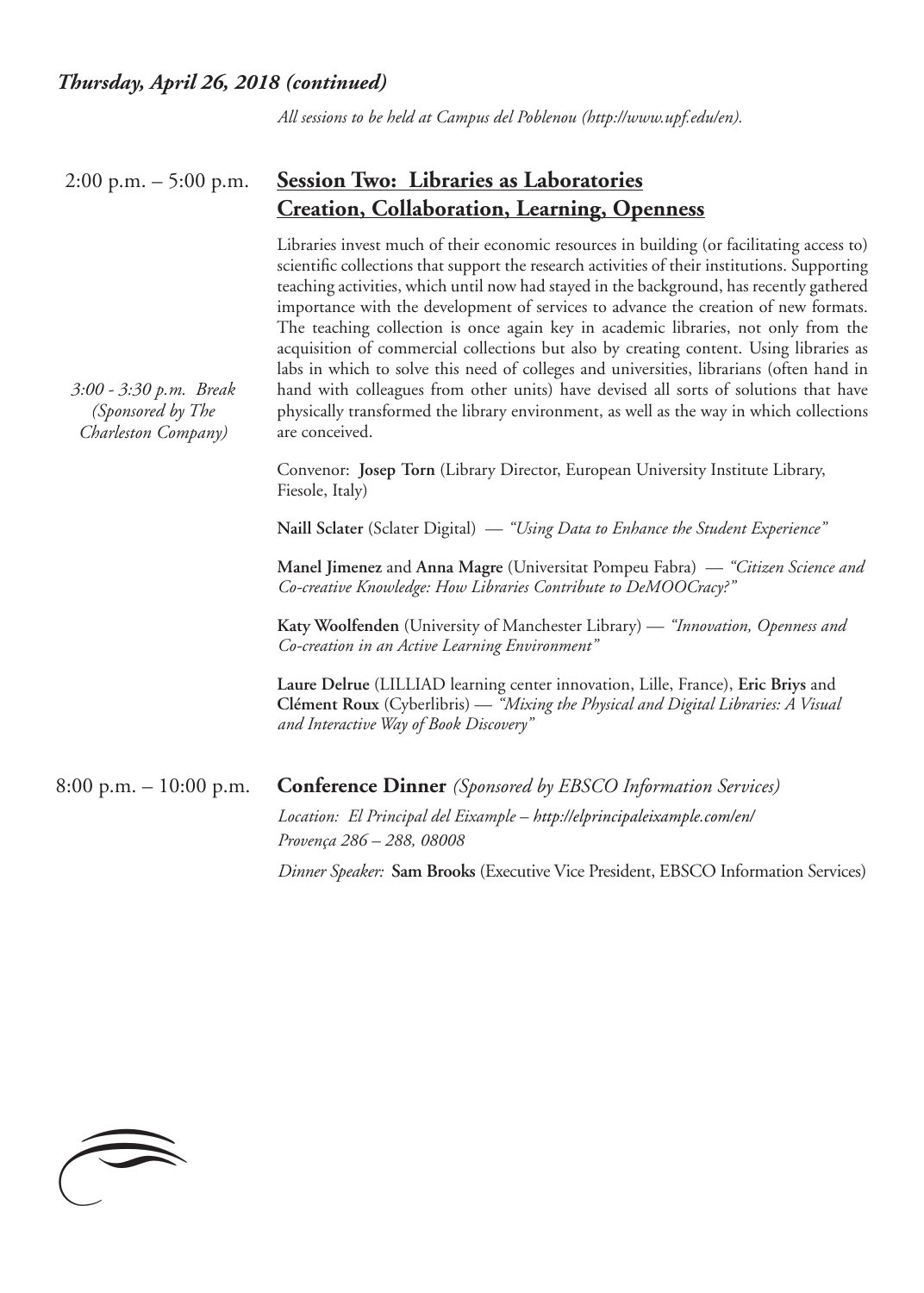### *Thursday, April 26, 2018 (continued)*

*All sessions to be held at Campus del Poblenou (http://www.upf.edu/en).*

**2:00 p.m. – 5:00 p.m.**

## Session Two: Libraries as Laboratories Creation, Collaboration, Learning, Openness

Libraries invest much of their economic resources in building (or facilitating access to) scientific collections that support the research activities of their institutions. Supporting teaching activities, which until now had stayed in the background, has recently gathered importance with the development of services to advance the creation of new formats. The teaching collection is once again key in academic libraries, not only from the acquisition of commercial collections but also by creating content. Using libraries as labs in which to solve this need of colleges and universities, librarians (often hand in hand with colleagues from other units) have devised all sorts of solutions that have physically transformed the library environment, as well as the way in which collections are conceived.

*3:00 - 3:30 p.m. Break (Sponsored by The Charleston Company)*

Convenor: **Josep Torn** (Library Director, European University Institute Library, Fiesole, Italy)

**Naill Sclater** (Sclater Digital) — *"Using Data to Enhance the Student Experience"*

**Manel Jimenez** and **Anna Magre** (Universitat Pompeu Fabra) — *"Citizen Science and Co-creative Knowledge: How Libraries Contribute to DeMOOCracy?"*

**Katy Woolfenden** (University of Manchester Library) — *"Innovation, Openness and Co-creation in an Active Learning Environment"*

**Laure Delrue** (LILLIAD learning center innovation, Lille, France), **Eric Briys** and **Clément Roux** (Cyberlibris) — *"Mixing the Physical and Digital Libraries: A Visual and Interactive Way of Book Discovery"*

**8:00 p.m. – 10:00 p.m.**

**Conference Dinner** *(Sponsored by EBSCO Information Services)*

*Location: El Principal del Eixample – http://elprincipaleixample.com/en/*
*Provença 286 – 288, 08008*

*Dinner Speaker:* **Sam Brooks** (Executive Vice President, EBSCO Information Services)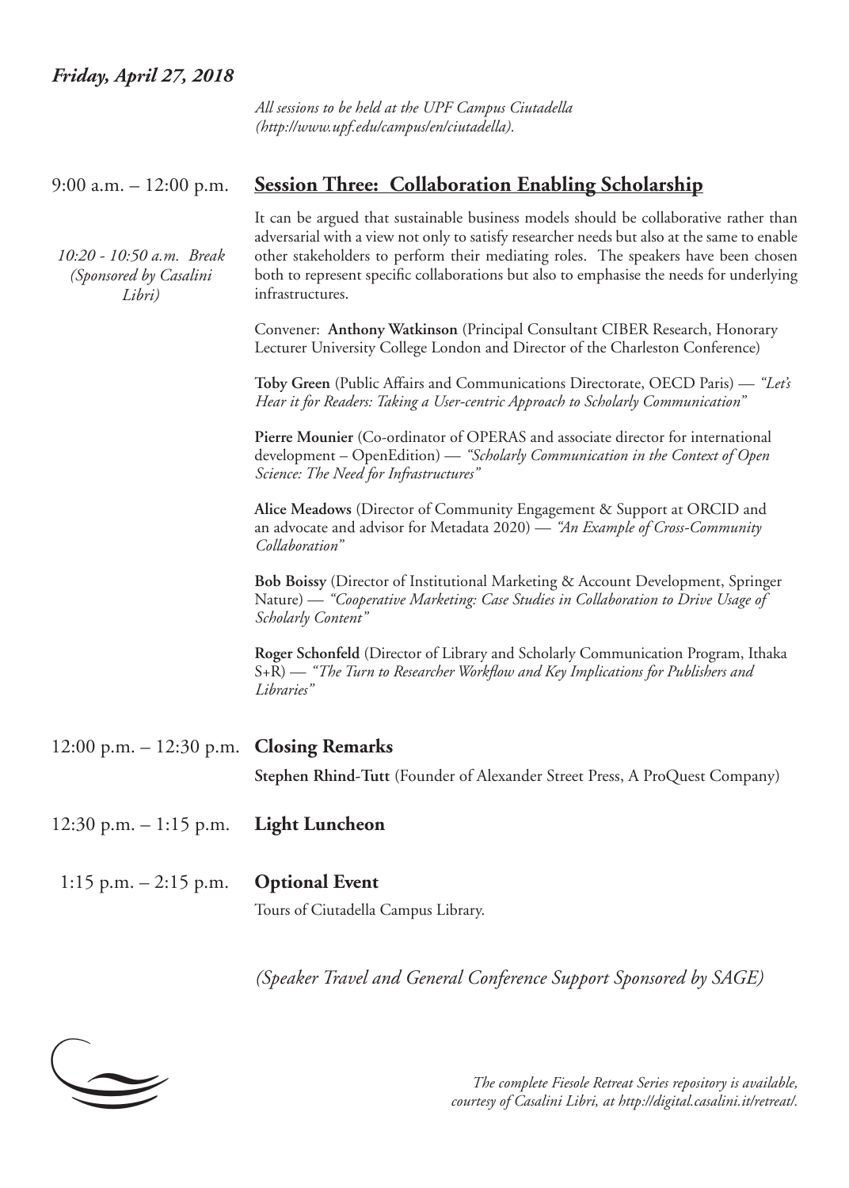## *Friday, April 27, 2018*

*All sessions to be held at the UPF Campus Ciutadella (http://www.upf.edu/campus/en/ciutadella).*

9:00 a.m. – 12:00 p.m. **Session Three: Collaboration Enabling Scholarship**

*10:20 - 10:50 a.m. Break (Sponsored by Casalini Libri)*

It can be argued that sustainable business models should be collaborative rather than adversarial with a view not only to satisfy researcher needs but also at the same to enable other stakeholders to perform their mediating roles. The speakers have been chosen both to represent specific collaborations but also to emphasise the needs for underlying infrastructures.

Convener: **Anthony Watkinson** (Principal Consultant CIBER Research, Honorary Lecturer University College London and Director of the Charleston Conference)

**Toby Green** (Public Affairs and Communications Directorate, OECD Paris) — *"Let's Hear it for Readers: Taking a User-centric Approach to Scholarly Communication"*

**Pierre Mounier** (Co-ordinator of OPERAS and associate director for international development – OpenEdition) — *"Scholarly Communication in the Context of Open Science: The Need for Infrastructures"*

**Alice Meadows** (Director of Community Engagement & Support at ORCID and an advocate and advisor for Metadata 2020) — *"An Example of Cross-Community Collaboration"*

**Bob Boissy** (Director of Institutional Marketing & Account Development, Springer Nature) — *"Cooperative Marketing: Case Studies in Collaboration to Drive Usage of Scholarly Content"*

**Roger Schonfeld** (Director of Library and Scholarly Communication Program, Ithaka S+R) — *"The Turn to Researcher Workflow and Key Implications for Publishers and Libraries"*

12:00 p.m. – 12:30 p.m. **Closing Remarks**

**Stephen Rhind-Tutt** (Founder of Alexander Street Press, A ProQuest Company)

12:30 p.m. – 1:15 p.m. **Light Luncheon**

1:15 p.m. – 2:15 p.m. **Optional Event**

Tours of Ciutadella Campus Library.

*(Speaker Travel and General Conference Support Sponsored by SAGE)*

*The complete Fiesole Retreat Series repository is available, courtesy of Casalini Libri, at http://digital.casalini.it/retreat/.*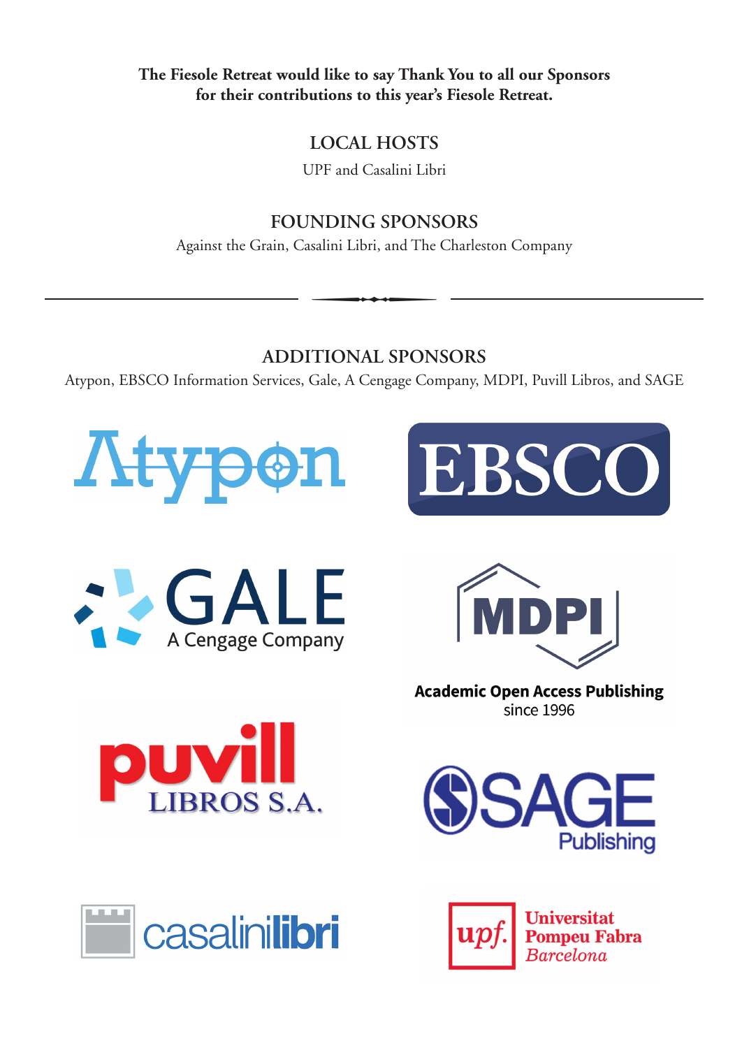**The Fiesole Retreat would like to say Thank You to all our Sponsors for their contributions to this year's Fiesole Retreat.**

## LOCAL HOSTS

UPF and Casalini Libri

## FOUNDING SPONSORS

Against the Grain, Casalini Libri, and The Charleston Company

---

## ADDITIONAL SPONSORS

Atypon, EBSCO Information Services, Gale, A Cengage Company, MDPI, Puvill Libros, and SAGE